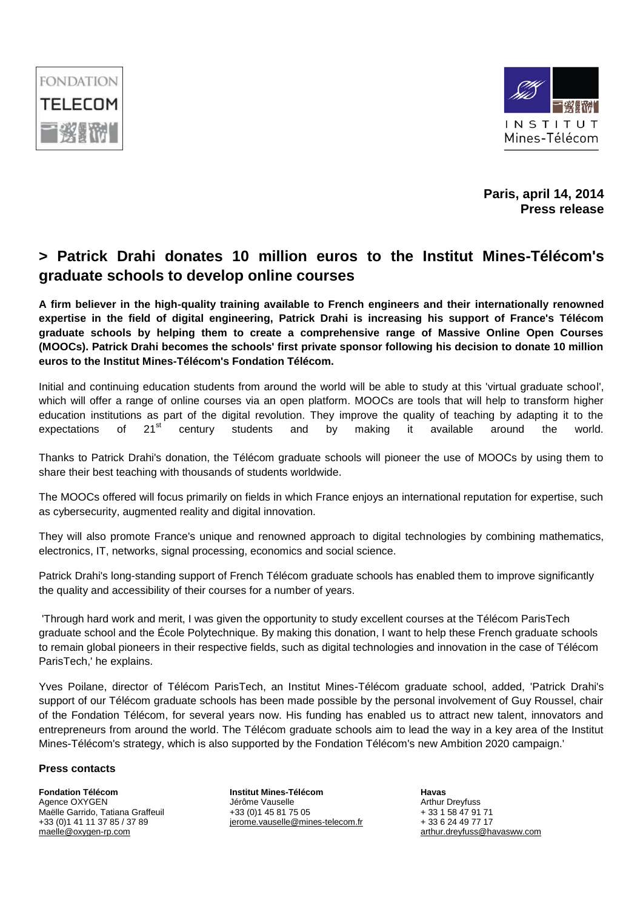FONDATION TELECOM

INSTITUT Mines-Télécom

**Paris, april 14, 2014**
**Press release**

# > Patrick Drahi donates 10 million euros to the Institut Mines-Télécom's graduate schools to develop online courses

**A firm believer in the high-quality training available to French engineers and their internationally renowned expertise in the field of digital engineering, Patrick Drahi is increasing his support of France's Télécom graduate schools by helping them to create a comprehensive range of Massive Online Open Courses (MOOCs). Patrick Drahi becomes the schools' first private sponsor following his decision to donate 10 million euros to the Institut Mines-Télécom's Fondation Télécom.**

Initial and continuing education students from around the world will be able to study at this 'virtual graduate school', which will offer a range of online courses via an open platform. MOOCs are tools that will help to transform higher education institutions as part of the digital revolution. They improve the quality of teaching by adapting it to the expectations of 21st century students and by making it available around the world.

Thanks to Patrick Drahi's donation, the Télécom graduate schools will pioneer the use of MOOCs by using them to share their best teaching with thousands of students worldwide.

The MOOCs offered will focus primarily on fields in which France enjoys an international reputation for expertise, such as cybersecurity, augmented reality and digital innovation.

They will also promote France's unique and renowned approach to digital technologies by combining mathematics, electronics, IT, networks, signal processing, economics and social science.

Patrick Drahi's long-standing support of French Télécom graduate schools has enabled them to improve significantly the quality and accessibility of their courses for a number of years.

'Through hard work and merit, I was given the opportunity to study excellent courses at the Télécom ParisTech graduate school and the École Polytechnique. By making this donation, I want to help these French graduate schools to remain global pioneers in their respective fields, such as digital technologies and innovation in the case of Télécom ParisTech,' he explains.

Yves Poilane, director of Télécom ParisTech, an Institut Mines-Télécom graduate school, added, 'Patrick Drahi's support of our Télécom graduate schools has been made possible by the personal involvement of Guy Roussel, chair of the Fondation Télécom, for several years now. His funding has enabled us to attract new talent, innovators and entrepreneurs from around the world. The Télécom graduate schools aim to lead the way in a key area of the Institut Mines-Télécom's strategy, which is also supported by the Fondation Télécom's new Ambition 2020 campaign.'

**Press contacts**

**Fondation Télécom**
Agence OXYGEN
Maëlle Garrido, Tatiana Graffeuil
+33 (0)1 41 11 37 85 / 37 89
maelle@oxygen-rp.com

**Institut Mines-Télécom**
Jérôme Vauselle
+33 (0)1 45 81 75 05
jerome.vauselle@mines-telecom.fr

**Havas**
Arthur Dreyfuss
+ 33 1 58 47 91 71
+ 33 6 24 49 77 17
arthur.dreyfuss@havasww.com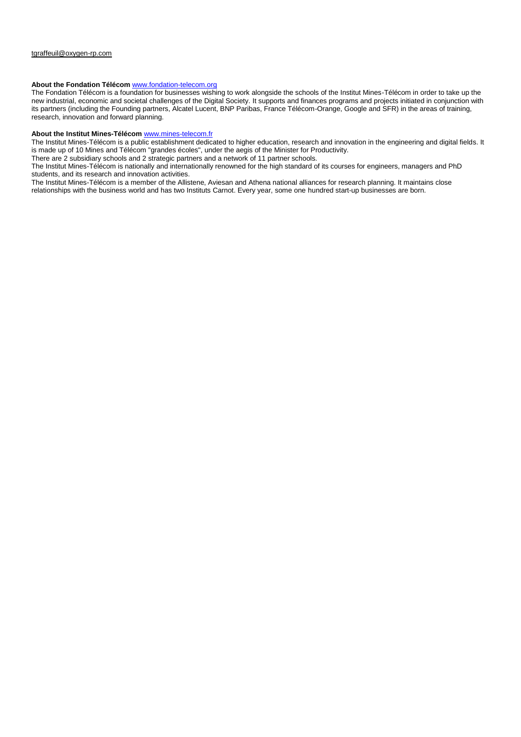tgraffeuil@oxygen-rp.com

**About the Fondation Télécom** www.fondation-telecom.org

The Fondation Télécom is a foundation for businesses wishing to work alongside the schools of the Institut Mines-Télécom in order to take up the new industrial, economic and societal challenges of the Digital Society. It supports and finances programs and projects initiated in conjunction with its partners (including the Founding partners, Alcatel Lucent, BNP Paribas, France Télécom-Orange, Google and SFR) in the areas of training, research, innovation and forward planning.

**About the Institut Mines-Télécom** www.mines-telecom.fr

The Institut Mines-Télécom is a public establishment dedicated to higher education, research and innovation in the engineering and digital fields. It is made up of 10 Mines and Télécom "grandes écoles", under the aegis of the Minister for Productivity.

There are 2 subsidiary schools and 2 strategic partners and a network of 11 partner schools.

The Institut Mines-Télécom is nationally and internationally renowned for the high standard of its courses for engineers, managers and PhD students, and its research and innovation activities.

The Institut Mines-Télécom is a member of the Allistene, Aviesan and Athena national alliances for research planning. It maintains close relationships with the business world and has two Instituts Carnot. Every year, some one hundred start-up businesses are born.